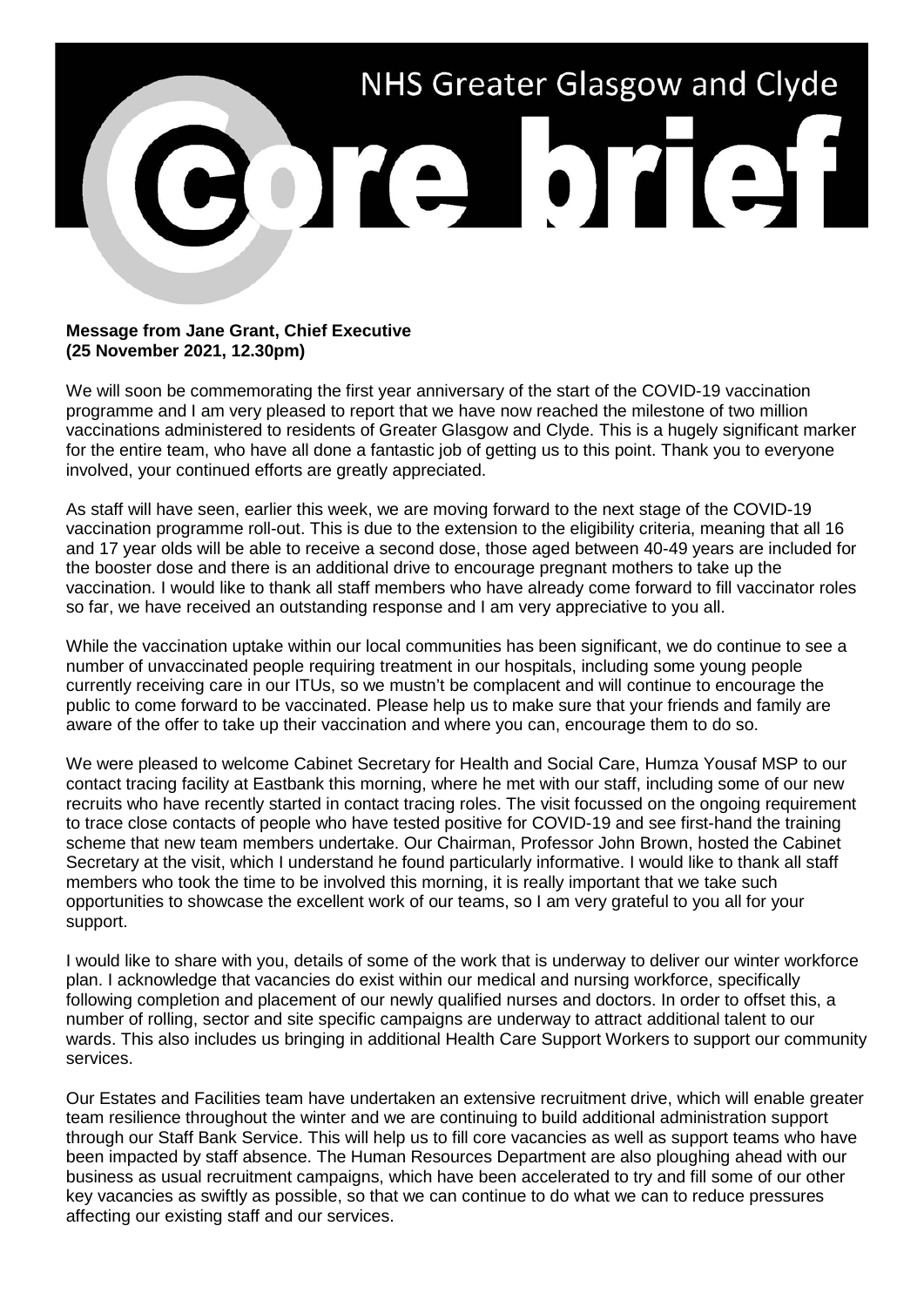# NHS Greater Glasgow and Clyde

# core brief

**Message from Jane Grant, Chief Executive**
**(25 November 2021, 12.30pm)**

We will soon be commemorating the first year anniversary of the start of the COVID-19 vaccination programme and I am very pleased to report that we have now reached the milestone of two million vaccinations administered to residents of Greater Glasgow and Clyde. This is a hugely significant marker for the entire team, who have all done a fantastic job of getting us to this point. Thank you to everyone involved, your continued efforts are greatly appreciated.

As staff will have seen, earlier this week, we are moving forward to the next stage of the COVID-19 vaccination programme roll-out. This is due to the extension to the eligibility criteria, meaning that all 16 and 17 year olds will be able to receive a second dose, those aged between 40-49 years are included for the booster dose and there is an additional drive to encourage pregnant mothers to take up the vaccination. I would like to thank all staff members who have already come forward to fill vaccinator roles so far, we have received an outstanding response and I am very appreciative to you all.

While the vaccination uptake within our local communities has been significant, we do continue to see a number of unvaccinated people requiring treatment in our hospitals, including some young people currently receiving care in our ITUs, so we mustn't be complacent and will continue to encourage the public to come forward to be vaccinated. Please help us to make sure that your friends and family are aware of the offer to take up their vaccination and where you can, encourage them to do so.

We were pleased to welcome Cabinet Secretary for Health and Social Care, Humza Yousaf MSP to our contact tracing facility at Eastbank this morning, where he met with our staff, including some of our new recruits who have recently started in contact tracing roles. The visit focussed on the ongoing requirement to trace close contacts of people who have tested positive for COVID-19 and see first-hand the training scheme that new team members undertake. Our Chairman, Professor John Brown, hosted the Cabinet Secretary at the visit, which I understand he found particularly informative. I would like to thank all staff members who took the time to be involved this morning, it is really important that we take such opportunities to showcase the excellent work of our teams, so I am very grateful to you all for your support.

I would like to share with you, details of some of the work that is underway to deliver our winter workforce plan. I acknowledge that vacancies do exist within our medical and nursing workforce, specifically following completion and placement of our newly qualified nurses and doctors. In order to offset this, a number of rolling, sector and site specific campaigns are underway to attract additional talent to our wards. This also includes us bringing in additional Health Care Support Workers to support our community services.

Our Estates and Facilities team have undertaken an extensive recruitment drive, which will enable greater team resilience throughout the winter and we are continuing to build additional administration support through our Staff Bank Service. This will help us to fill core vacancies as well as support teams who have been impacted by staff absence. The Human Resources Department are also ploughing ahead with our business as usual recruitment campaigns, which have been accelerated to try and fill some of our other key vacancies as swiftly as possible, so that we can continue to do what we can to reduce pressures affecting our existing staff and our services.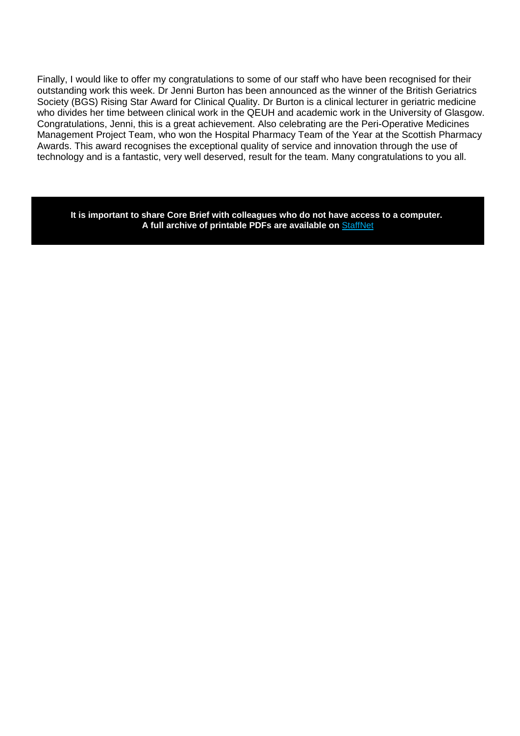Finally, I would like to offer my congratulations to some of our staff who have been recognised for their outstanding work this week. Dr Jenni Burton has been announced as the winner of the British Geriatrics Society (BGS) Rising Star Award for Clinical Quality. Dr Burton is a clinical lecturer in geriatric medicine who divides her time between clinical work in the QEUH and academic work in the University of Glasgow. Congratulations, Jenni, this is a great achievement. Also celebrating are the Peri-Operative Medicines Management Project Team, who won the Hospital Pharmacy Team of the Year at the Scottish Pharmacy Awards. This award recognises the exceptional quality of service and innovation through the use of technology and is a fantastic, very well deserved, result for the team. Many congratulations to you all.

**It is important to share Core Brief with colleagues who do not have access to a computer.**
**A full archive of printable PDFs are available on** StaffNet